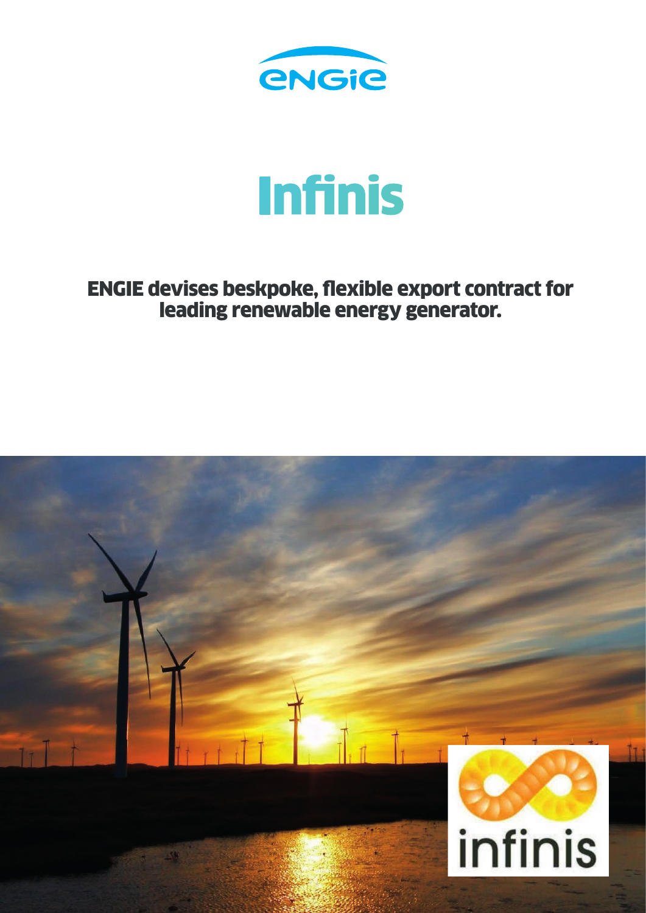# Infinis

## ENGIE devises beskpoke, flexible export contract for leading renewable energy generator.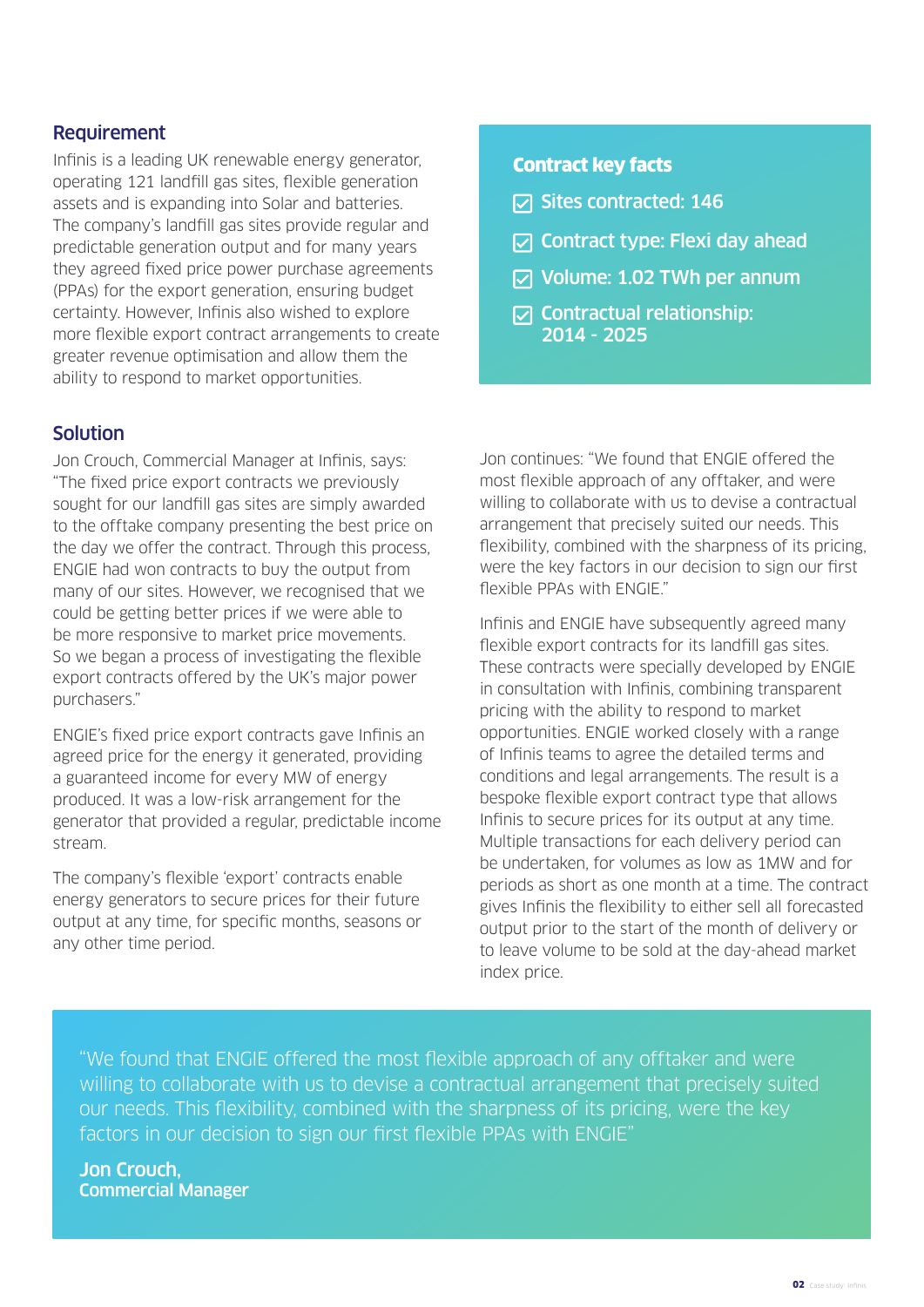## Requirement

Infinis is a leading UK renewable energy generator, operating 121 landfill gas sites, flexible generation assets and is expanding into Solar and batteries. The company's landfill gas sites provide regular and predictable generation output and for many years they agreed fixed price power purchase agreements (PPAs) for the export generation, ensuring budget certainty. However, Infinis also wished to explore more flexible export contract arrangements to create greater revenue optimisation and allow them the ability to respond to market opportunities.

### Contract key facts

- Sites contracted: 146
- Contract type: Flexi day ahead
- Volume: 1.02 TWh per annum
- Contractual relationship: 2014 - 2025

## Solution

Jon Crouch, Commercial Manager at Infinis, says: "The fixed price export contracts we previously sought for our landfill gas sites are simply awarded to the offtake company presenting the best price on the day we offer the contract. Through this process, ENGIE had won contracts to buy the output from many of our sites. However, we recognised that we could be getting better prices if we were able to be more responsive to market price movements. So we began a process of investigating the flexible export contracts offered by the UK's major power purchasers."

ENGIE's fixed price export contracts gave Infinis an agreed price for the energy it generated, providing a guaranteed income for every MW of energy produced. It was a low-risk arrangement for the generator that provided a regular, predictable income stream.

The company's flexible 'export' contracts enable energy generators to secure prices for their future output at any time, for specific months, seasons or any other time period.

Jon continues: "We found that ENGIE offered the most flexible approach of any offtaker, and were willing to collaborate with us to devise a contractual arrangement that precisely suited our needs. This flexibility, combined with the sharpness of its pricing, were the key factors in our decision to sign our first flexible PPAs with ENGIE."

Infinis and ENGIE have subsequently agreed many flexible export contracts for its landfill gas sites. These contracts were specially developed by ENGIE in consultation with Infinis, combining transparent pricing with the ability to respond to market opportunities. ENGIE worked closely with a range of Infinis teams to agree the detailed terms and conditions and legal arrangements. The result is a bespoke flexible export contract type that allows Infinis to secure prices for its output at any time. Multiple transactions for each delivery period can be undertaken, for volumes as low as 1MW and for periods as short as one month at a time. The contract gives Infinis the flexibility to either sell all forecasted output prior to the start of the month of delivery or to leave volume to be sold at the day-ahead market index price.

> "We found that ENGIE offered the most flexible approach of any offtaker and were willing to collaborate with us to devise a contractual arrangement that precisely suited our needs. This flexibility, combined with the sharpness of its pricing, were the key factors in our decision to sign our first flexible PPAs with ENGIE"
>
> **Jon Crouch,**
> **Commercial Manager**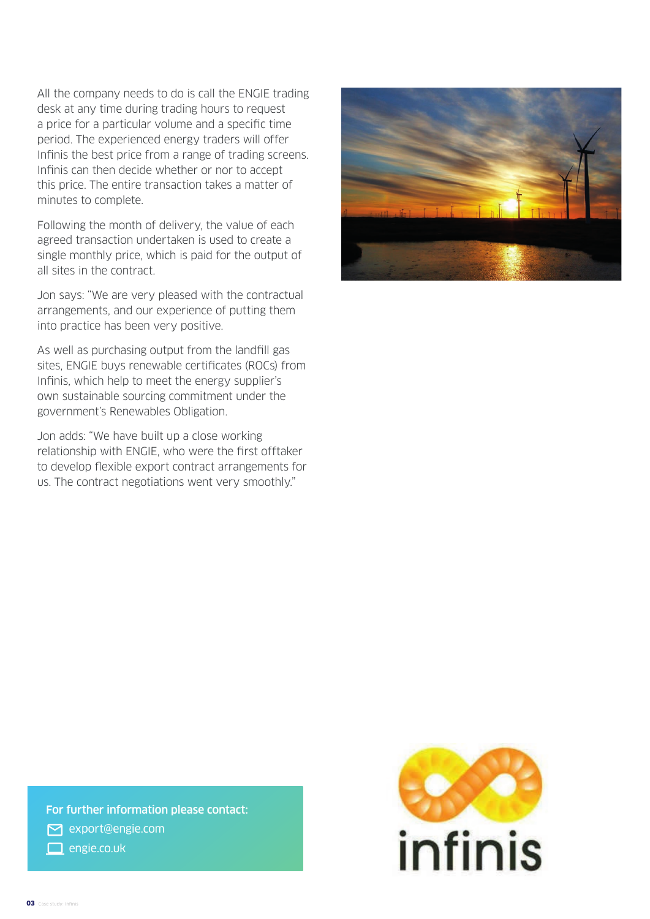All the company needs to do is call the ENGIE trading desk at any time during trading hours to request a price for a particular volume and a specific time period. The experienced energy traders will offer Infinis the best price from a range of trading screens. Infinis can then decide whether or nor to accept this price. The entire transaction takes a matter of minutes to complete.

Following the month of delivery, the value of each agreed transaction undertaken is used to create a single monthly price, which is paid for the output of all sites in the contract.

Jon says: "We are very pleased with the contractual arrangements, and our experience of putting them into practice has been very positive.

As well as purchasing output from the landfill gas sites, ENGIE buys renewable certificates (ROCs) from Infinis, which help to meet the energy supplier's own sustainable sourcing commitment under the government's Renewables Obligation.

Jon adds: "We have built up a close working relationship with ENGIE, who were the first offtaker to develop flexible export contract arrangements for us. The contract negotiations went very smoothly."

**For further information please contact:**

export@engie.com

engie.co.uk

infinis